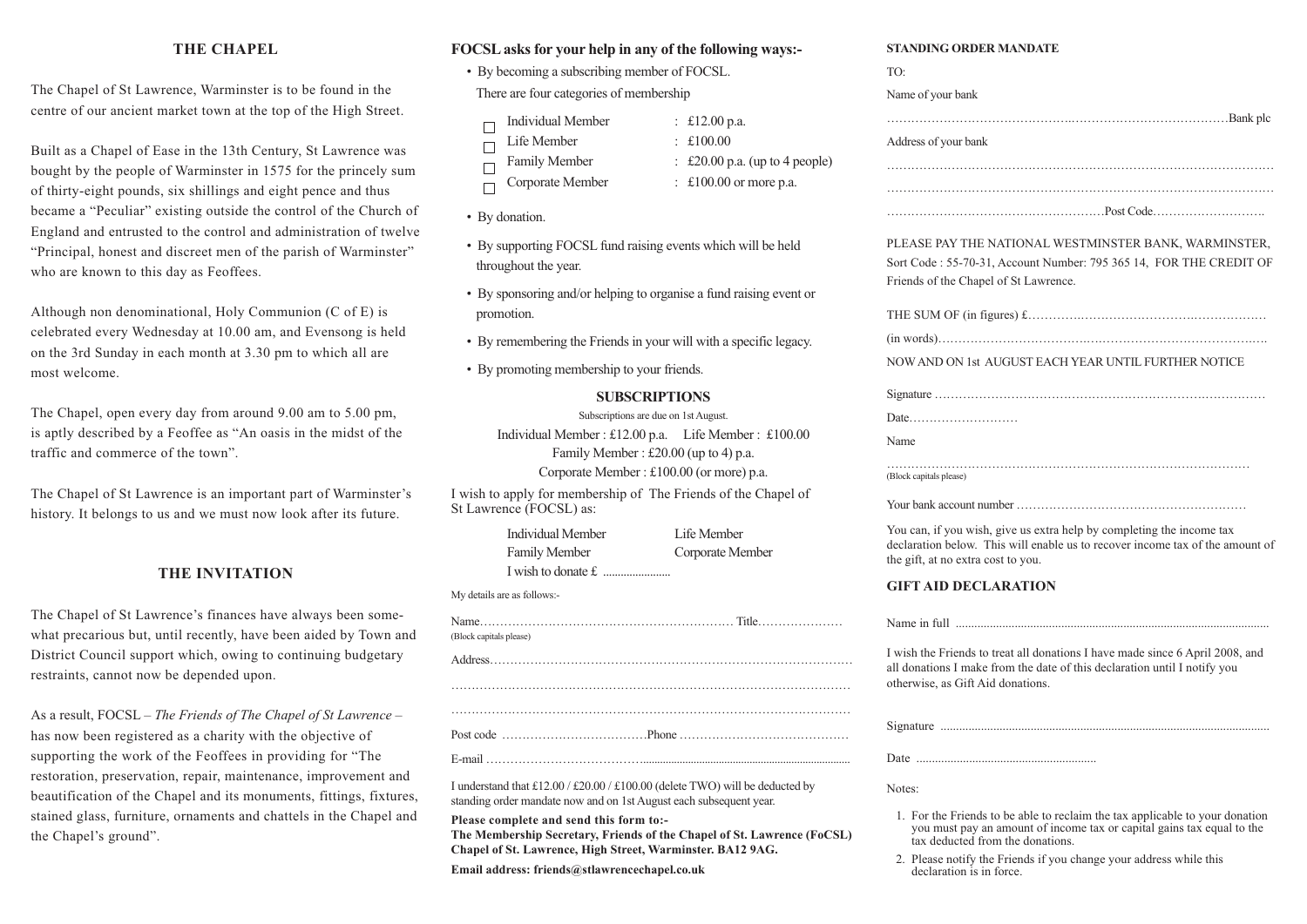## THE CHAPEL

The Chapel of St Lawrence, Warminster is to be found in the centre of our ancient market town at the top of the High Street.

Built as a Chapel of Ease in the 13th Century, St Lawrence was bought by the people of Warminster in 1575 for the princely sum of thirty-eight pounds, six shillings and eight pence and thus became a "Peculiar" existing outside the control of the Church of England and entrusted to the control and administration of twelve "Principal, honest and discreet men of the parish of Warminster" who are known to this day as Feoffees.

Although non denominational, Holy Communion (C of E) is celebrated every Wednesday at 10.00 am, and Evensong is held on the 3rd Sunday in each month at 3.30 pm to which all are most welcome.

The Chapel, open every day from around 9.00 am to 5.00 pm, is aptly described by a Feoffee as "An oasis in the midst of the traffic and commerce of the town".

The Chapel of St Lawrence is an important part of Warminster's history. It belongs to us and we must now look after its future.

## THE INVITATION

The Chapel of St Lawrence's finances have always been somewhat precarious but, until recently, have been aided by Town and District Council support which, owing to continuing budgetary restraints, cannot now be depended upon.

As a result, FOCSL – *The Friends of The Chapel of St Lawrence* – has now been registered as a charity with the objective of supporting the work of the Feoffees in providing for "The restoration, preservation, repair, maintenance, improvement and beautification of the Chapel and its monuments, fittings, fixtures, stained glass, furniture, ornaments and chattels in the Chapel and the Chapel's ground".

**FOCSL asks for your help in any of the following ways:-**

- By becoming a subscribing member of FOCSL.
  There are four categories of membership
  - ☐ Individual Member : £12.00 p.a.
  - ☐ Life Member : £100.00
  - ☐ Family Member : £20.00 p.a. (up to 4 people)
  - ☐ Corporate Member : £100.00 or more p.a.
- By donation.
- By supporting FOCSL fund raising events which will be held throughout the year.
- By sponsoring and/or helping to organise a fund raising event or promotion.
- By remembering the Friends in your will with a specific legacy.
- By promoting membership to your friends.

### SUBSCRIPTIONS

Subscriptions are due on 1st August.

Individual Member : £12.00 p.a. Life Member : £100.00

Family Member : £20.00 (up to 4) p.a.

Corporate Member : £100.00 (or more) p.a.

I wish to apply for membership of The Friends of the Chapel of St Lawrence (FOCSL) as:

Individual Member Life Member

Family Member Corporate Member

I wish to donate £ ......................

My details are as follows:-

Name………………………………………………………… Title…………………
(Block capitals please)

Address………………………………………………………………………………

……………………………………………………………………………………………

……………………………………………………………………………………………

Post code ………………………………Phone ……………………………………

E-mail ……………………………………………………………………………

I understand that £12.00 / £20.00 / £100.00 (delete TWO) will be deducted by standing order mandate now and on 1st August each subsequent year.

**Please complete and send this form to:-**
**The Membership Secretary, Friends of the Chapel of St. Lawrence (FoCSL) Chapel of St. Lawrence, High Street, Warminster. BA12 9AG.**

**Email address: friends@stlawrencechapel.co.uk**

**STANDING ORDER MANDATE**

TO:

Name of your bank

…………………………………………………………………………………Bank plc

Address of your bank

……………………………………………………………………………………………

……………………………………………………………………………………………

……………………………………………Post Code……………………….

PLEASE PAY THE NATIONAL WESTMINSTER BANK, WARMINSTER, Sort Code : 55-70-31, Account Number: 795 365 14, FOR THE CREDIT OF Friends of the Chapel of St Lawrence.

THE SUM OF (in figures) £……………………………………………………

(in words)……………………………………………………………………………

NOW AND ON 1st AUGUST EACH YEAR UNTIL FURTHER NOTICE

Signature ……………………………………………………………………………

Date………………………

Name

……………………………………………………………………………………
(Block capitals please)

Your bank account number …………………………………………………

You can, if you wish, give us extra help by completing the income tax declaration below. This will enable us to recover income tax of the amount of the gift, at no extra cost to you.

### GIFT AID DECLARATION

Name in full ..................................................................................................

I wish the Friends to treat all donations I have made since 6 April 2008, and all donations I make from the date of this declaration until I notify you otherwise, as Gift Aid donations.

Signature ......................................................................................................

Date ..........................................................

Notes:

1. For the Friends to be able to reclaim the tax applicable to your donation you must pay an amount of income tax or capital gains tax equal to the tax deducted from the donations.
2. Please notify the Friends if you change your address while this declaration is in force.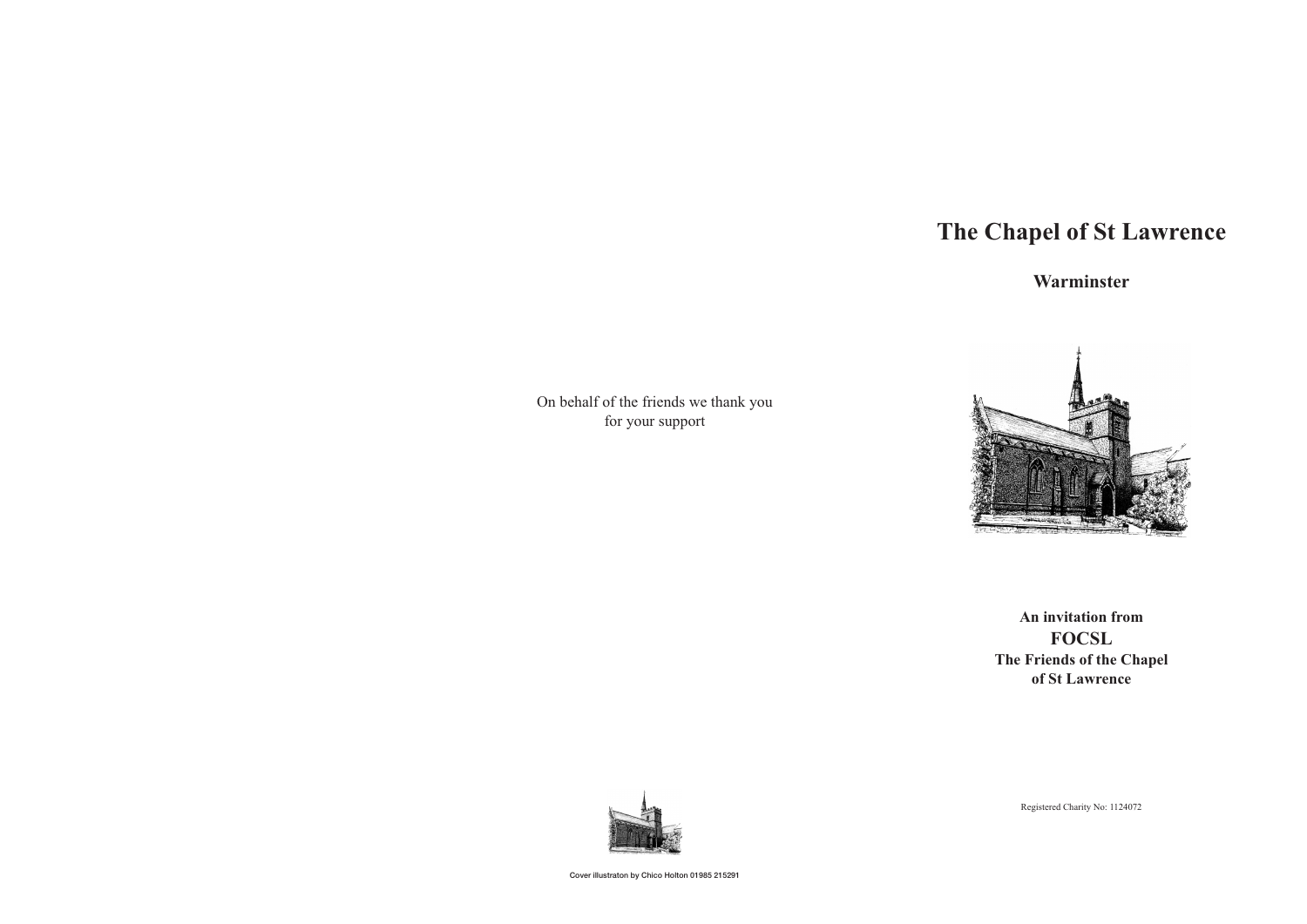On behalf of the friends we thank you for your support

Cover illustraton by Chico Holton 01985 215291

# The Chapel of St Lawrence

## Warminster

**An invitation from**

**FOCSL**

**The Friends of the Chapel of St Lawrence**

Registered Charity No: 1124072